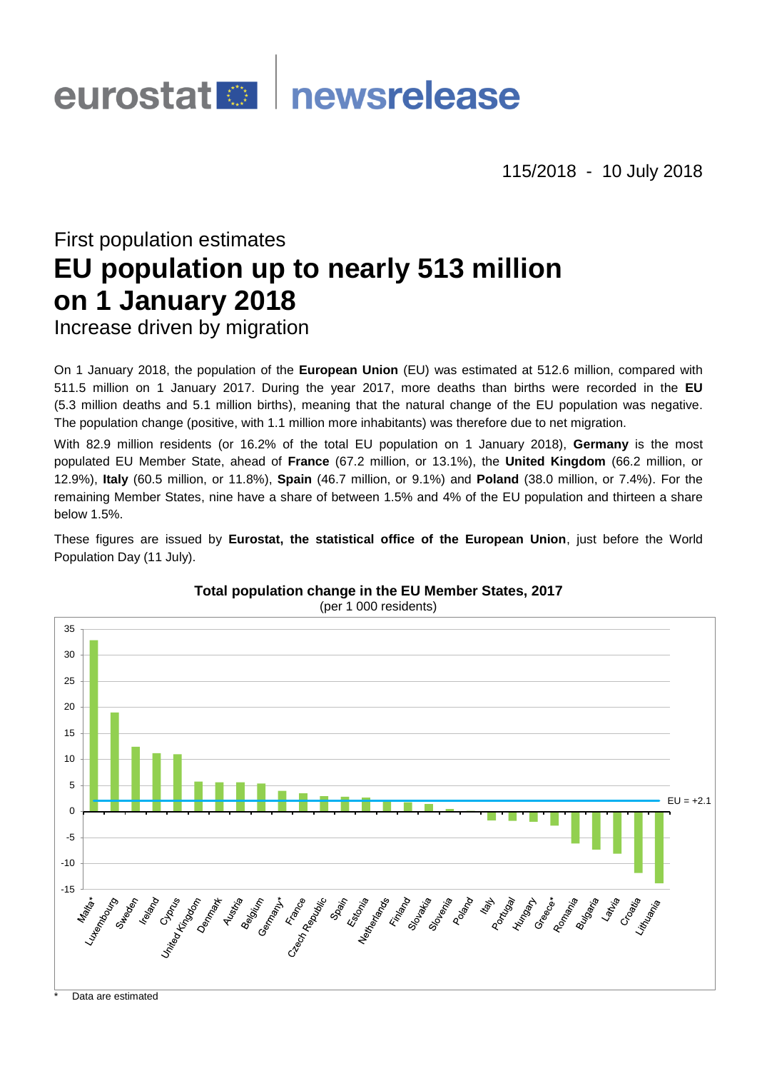eurostat newsrelease

115/2018 - 10 July 2018

First population estimates

# EU population up to nearly 513 million on 1 January 2018

Increase driven by migration

On 1 January 2018, the population of the **European Union** (EU) was estimated at 512.6 million, compared with 511.5 million on 1 January 2017. During the year 2017, more deaths than births were recorded in the **EU** (5.3 million deaths and 5.1 million births), meaning that the natural change of the EU population was negative. The population change (positive, with 1.1 million more inhabitants) was therefore due to net migration.

With 82.9 million residents (or 16.2% of the total EU population on 1 January 2018), **Germany** is the most populated EU Member State, ahead of **France** (67.2 million, or 13.1%), the **United Kingdom** (66.2 million, or 12.9%), **Italy** (60.5 million, or 11.8%), **Spain** (46.7 million, or 9.1%) and **Poland** (38.0 million, or 7.4%). For the remaining Member States, nine have a share of between 1.5% and 4% of the EU population and thirteen a share below 1.5%.

These figures are issued by **Eurostat, the statistical office of the European Union**, just before the World Population Day (11 July).

**Total population change in the EU Member States, 2017**
(per 1 000 residents)

EU = +2.1

Malta*, Luxembourg, Sweden, Ireland, Cyprus, United Kingdom, Denmark, Austria, Belgium, Germany*, France, Czech Republic, Spain, Estonia, Netherlands, Finland, Slovakia, Slovenia, Poland, Italy, Portugal, Hungary, Greece*, Romania, Bulgaria, Latvia, Croatia, Lithuania

\* Data are estimated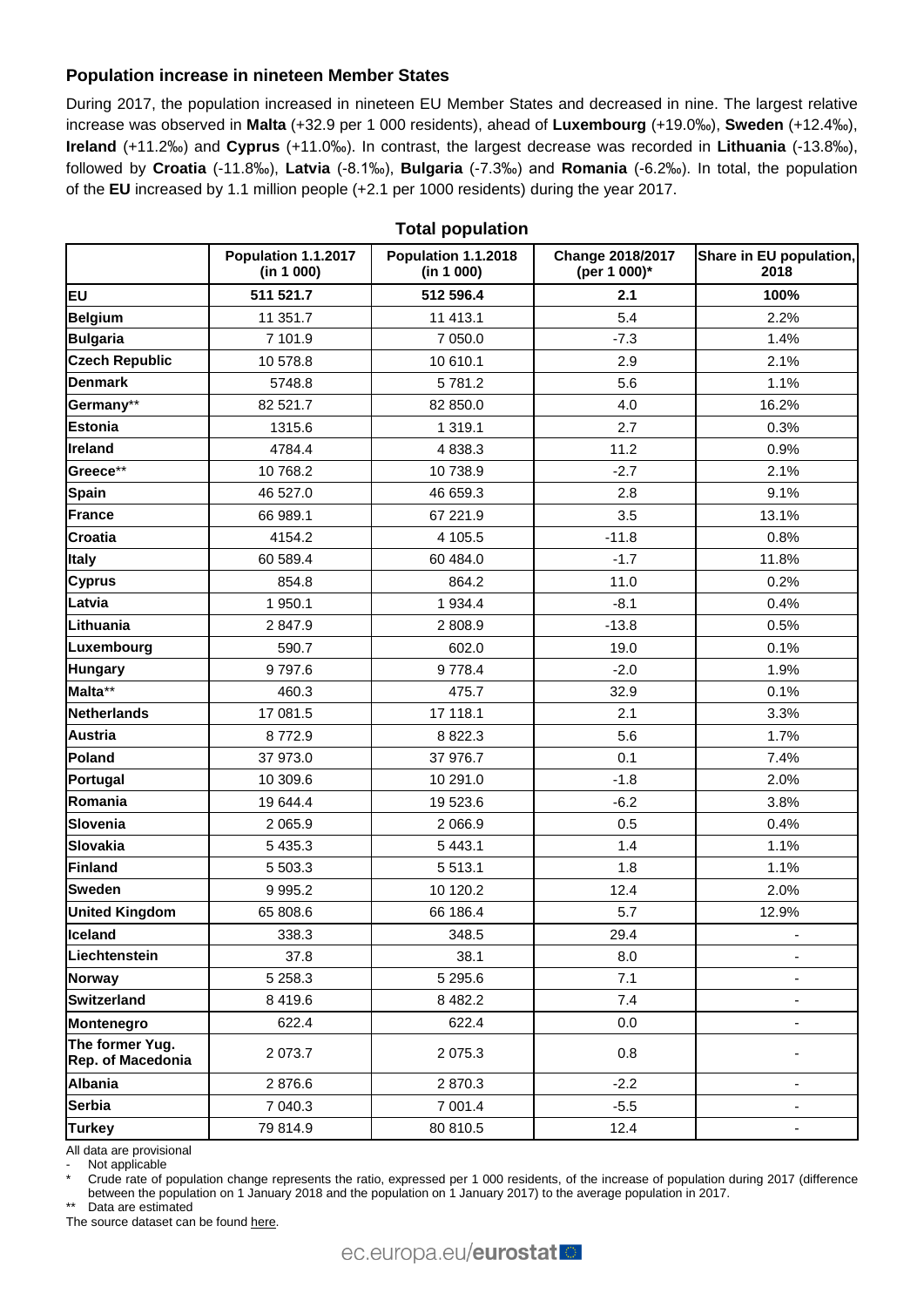## Population increase in nineteen Member States

During 2017, the population increased in nineteen EU Member States and decreased in nine. The largest relative increase was observed in **Malta** (+32.9 per 1 000 residents), ahead of **Luxembourg** (+19.0‰), **Sweden** (+12.4‰), **Ireland** (+11.2‰) and **Cyprus** (+11.0‰). In contrast, the largest decrease was recorded in **Lithuania** (-13.8‰), followed by **Croatia** (-11.8‰), **Latvia** (-8.1‰), **Bulgaria** (-7.3‰) and **Romania** (-6.2‰). In total, the population of the **EU** increased by 1.1 million people (+2.1 per 1000 residents) during the year 2017.

**Total population**

| | Population 1.1.2017 (in 1 000) | Population 1.1.2018 (in 1 000) | Change 2018/2017 (per 1 000)* | Share in EU population, 2018 |
|---|---|---|---|---|
| **EU** | **511 521.7** | **512 596.4** | **2.1** | **100%** |
| **Belgium** | 11 351.7 | 11 413.1 | 5.4 | 2.2% |
| **Bulgaria** | 7 101.9 | 7 050.0 | -7.3 | 1.4% |
| **Czech Republic** | 10 578.8 | 10 610.1 | 2.9 | 2.1% |
| **Denmark** | 5748.8 | 5 781.2 | 5.6 | 1.1% |
| **Germany**** | 82 521.7 | 82 850.0 | 4.0 | 16.2% |
| **Estonia** | 1315.6 | 1 319.1 | 2.7 | 0.3% |
| **Ireland** | 4784.4 | 4 838.3 | 11.2 | 0.9% |
| **Greece**** | 10 768.2 | 10 738.9 | -2.7 | 2.1% |
| **Spain** | 46 527.0 | 46 659.3 | 2.8 | 9.1% |
| **France** | 66 989.1 | 67 221.9 | 3.5 | 13.1% |
| **Croatia** | 4154.2 | 4 105.5 | -11.8 | 0.8% |
| **Italy** | 60 589.4 | 60 484.0 | -1.7 | 11.8% |
| **Cyprus** | 854.8 | 864.2 | 11.0 | 0.2% |
| **Latvia** | 1 950.1 | 1 934.4 | -8.1 | 0.4% |
| **Lithuania** | 2 847.9 | 2 808.9 | -13.8 | 0.5% |
| **Luxembourg** | 590.7 | 602.0 | 19.0 | 0.1% |
| **Hungary** | 9 797.6 | 9 778.4 | -2.0 | 1.9% |
| **Malta**** | 460.3 | 475.7 | 32.9 | 0.1% |
| **Netherlands** | 17 081.5 | 17 118.1 | 2.1 | 3.3% |
| **Austria** | 8 772.9 | 8 822.3 | 5.6 | 1.7% |
| **Poland** | 37 973.0 | 37 976.7 | 0.1 | 7.4% |
| **Portugal** | 10 309.6 | 10 291.0 | -1.8 | 2.0% |
| **Romania** | 19 644.4 | 19 523.6 | -6.2 | 3.8% |
| **Slovenia** | 2 065.9 | 2 066.9 | 0.5 | 0.4% |
| **Slovakia** | 5 435.3 | 5 443.1 | 1.4 | 1.1% |
| **Finland** | 5 503.3 | 5 513.1 | 1.8 | 1.1% |
| **Sweden** | 9 995.2 | 10 120.2 | 12.4 | 2.0% |
| **United Kingdom** | 65 808.6 | 66 186.4 | 5.7 | 12.9% |
| **Iceland** | 338.3 | 348.5 | 29.4 | - |
| **Liechtenstein** | 37.8 | 38.1 | 8.0 | - |
| **Norway** | 5 258.3 | 5 295.6 | 7.1 | - |
| **Switzerland** | 8 419.6 | 8 482.2 | 7.4 | - |
| **Montenegro** | 622.4 | 622.4 | 0.0 | - |
| **The former Yug. Rep. of Macedonia** | 2 073.7 | 2 075.3 | 0.8 | - |
| **Albania** | 2 876.6 | 2 870.3 | -2.2 | - |
| **Serbia** | 7 040.3 | 7 001.4 | -5.5 | - |
| **Turkey** | 79 814.9 | 80 810.5 | 12.4 | - |

All data are provisional

\- Not applicable

\* Crude rate of population change represents the ratio, expressed per 1 000 residents, of the increase of population during 2017 (difference between the population on 1 January 2018 and the population on 1 January 2017) to the average population in 2017.

** Data are estimated

The source dataset can be found here.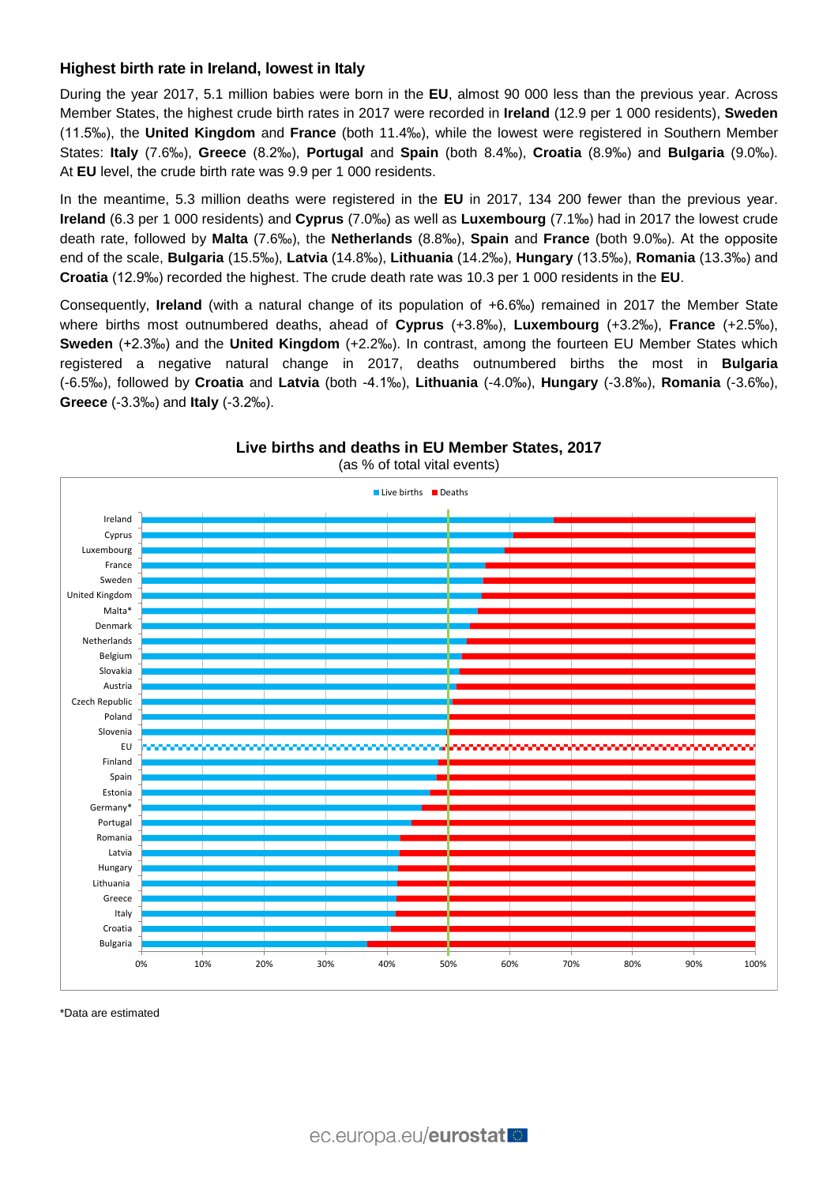### Highest birth rate in Ireland, lowest in Italy

During the year 2017, 5.1 million babies were born in the **EU**, almost 90 000 less than the previous year. Across Member States, the highest crude birth rates in 2017 were recorded in **Ireland** (12.9 per 1 000 residents), **Sweden** (11.5‰), the **United Kingdom** and **France** (both 11.4‰), while the lowest were registered in Southern Member States: **Italy** (7.6‰), **Greece** (8.2‰), **Portugal** and **Spain** (both 8.4‰), **Croatia** (8.9‰) and **Bulgaria** (9.0‰). At **EU** level, the crude birth rate was 9.9 per 1 000 residents.

In the meantime, 5.3 million deaths were registered in the **EU** in 2017, 134 200 fewer than the previous year. **Ireland** (6.3 per 1 000 residents) and **Cyprus** (7.0‰) as well as **Luxembourg** (7.1‰) had in 2017 the lowest crude death rate, followed by **Malta** (7.6‰), the **Netherlands** (8.8‰), **Spain** and **France** (both 9.0‰). At the opposite end of the scale, **Bulgaria** (15.5‰), **Latvia** (14.8‰), **Lithuania** (14.2‰), **Hungary** (13.5‰), **Romania** (13.3‰) and **Croatia** (12.9‰) recorded the highest. The crude death rate was 10.3 per 1 000 residents in the **EU**.

Consequently, **Ireland** (with a natural change of its population of +6.6‰) remained in 2017 the Member State where births most outnumbered deaths, ahead of **Cyprus** (+3.8‰), **Luxembourg** (+3.2‰), **France** (+2.5‰), **Sweden** (+2.3‰) and the **United Kingdom** (+2.2‰). In contrast, among the fourteen EU Member States which registered a negative natural change in 2017, deaths outnumbered births the most in **Bulgaria** (-6.5‰), followed by **Croatia** and **Latvia** (both -4.1‰), **Lithuania** (-4.0‰), **Hungary** (-3.8‰), **Romania** (-3.6‰), **Greece** (-3.3‰) and **Italy** (-3.2‰).

**Live births and deaths in EU Member States, 2017**
(as % of total vital events)

Legend: Live births, Deaths

Countries (top to bottom): Ireland, Cyprus, Luxembourg, France, Sweden, United Kingdom, Malta*, Denmark, Netherlands, Belgium, Slovakia, Austria, Czech Republic, Poland, Slovenia, EU, Finland, Spain, Estonia, Germany*, Portugal, Romania, Latvia, Hungary, Lithuania, Greece, Italy, Croatia, Bulgaria

Axis: 0%, 10%, 20%, 30%, 40%, 50%, 60%, 70%, 80%, 90%, 100%

*Data are estimated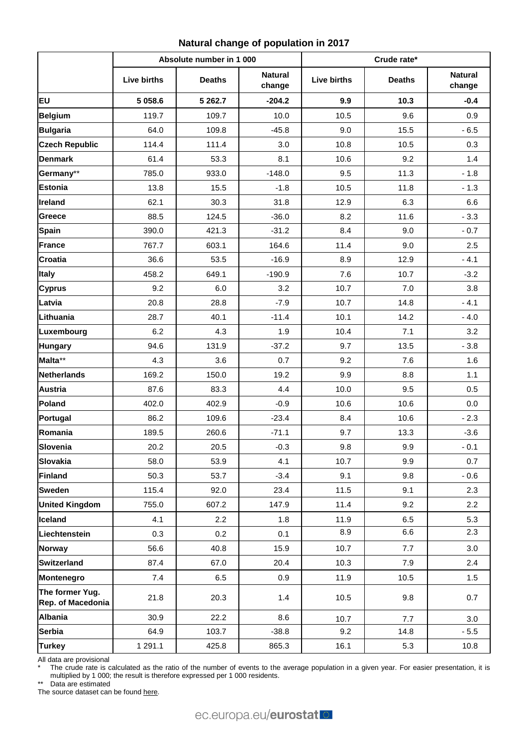# Natural change of population in 2017

| | Absolute number in 1 000 | | | Crude rate* | | |
|---|---|---|---|---|---|---|
| | Live births | Deaths | Natural change | Live births | Deaths | Natural change |
| **EU** | **5 058.6** | **5 262.7** | **-204.2** | **9.9** | **10.3** | **-0.4** |
| **Belgium** | 119.7 | 109.7 | 10.0 | 10.5 | 9.6 | 0.9 |
| **Bulgaria** | 64.0 | 109.8 | -45.8 | 9.0 | 15.5 | - 6.5 |
| **Czech Republic** | 114.4 | 111.4 | 3.0 | 10.8 | 10.5 | 0.3 |
| **Denmark** | 61.4 | 53.3 | 8.1 | 10.6 | 9.2 | 1.4 |
| **Germany**** | 785.0 | 933.0 | -148.0 | 9.5 | 11.3 | - 1.8 |
| **Estonia** | 13.8 | 15.5 | -1.8 | 10.5 | 11.8 | - 1.3 |
| **Ireland** | 62.1 | 30.3 | 31.8 | 12.9 | 6.3 | 6.6 |
| **Greece** | 88.5 | 124.5 | -36.0 | 8.2 | 11.6 | - 3.3 |
| **Spain** | 390.0 | 421.3 | -31.2 | 8.4 | 9.0 | - 0.7 |
| **France** | 767.7 | 603.1 | 164.6 | 11.4 | 9.0 | 2.5 |
| **Croatia** | 36.6 | 53.5 | -16.9 | 8.9 | 12.9 | - 4.1 |
| **Italy** | 458.2 | 649.1 | -190.9 | 7.6 | 10.7 | -3.2 |
| **Cyprus** | 9.2 | 6.0 | 3.2 | 10.7 | 7.0 | 3.8 |
| **Latvia** | 20.8 | 28.8 | -7.9 | 10.7 | 14.8 | - 4.1 |
| **Lithuania** | 28.7 | 40.1 | -11.4 | 10.1 | 14.2 | - 4.0 |
| **Luxembourg** | 6.2 | 4.3 | 1.9 | 10.4 | 7.1 | 3.2 |
| **Hungary** | 94.6 | 131.9 | -37.2 | 9.7 | 13.5 | - 3.8 |
| **Malta**** | 4.3 | 3.6 | 0.7 | 9.2 | 7.6 | 1.6 |
| **Netherlands** | 169.2 | 150.0 | 19.2 | 9.9 | 8.8 | 1.1 |
| **Austria** | 87.6 | 83.3 | 4.4 | 10.0 | 9.5 | 0.5 |
| **Poland** | 402.0 | 402.9 | -0.9 | 10.6 | 10.6 | 0.0 |
| **Portugal** | 86.2 | 109.6 | -23.4 | 8.4 | 10.6 | - 2.3 |
| **Romania** | 189.5 | 260.6 | -71.1 | 9.7 | 13.3 | -3.6 |
| **Slovenia** | 20.2 | 20.5 | -0.3 | 9.8 | 9.9 | - 0.1 |
| **Slovakia** | 58.0 | 53.9 | 4.1 | 10.7 | 9.9 | 0.7 |
| **Finland** | 50.3 | 53.7 | -3.4 | 9.1 | 9.8 | - 0.6 |
| **Sweden** | 115.4 | 92.0 | 23.4 | 11.5 | 9.1 | 2.3 |
| **United Kingdom** | 755.0 | 607.2 | 147.9 | 11.4 | 9.2 | 2.2 |
| **Iceland** | 4.1 | 2.2 | 1.8 | 11.9 | 6.5 | 5.3 |
| **Liechtenstein** | 0.3 | 0.2 | 0.1 | 8.9 | 6.6 | 2.3 |
| **Norway** | 56.6 | 40.8 | 15.9 | 10.7 | 7.7 | 3.0 |
| **Switzerland** | 87.4 | 67.0 | 20.4 | 10.3 | 7.9 | 2.4 |
| **Montenegro** | 7.4 | 6.5 | 0.9 | 11.9 | 10.5 | 1.5 |
| **The former Yug. Rep. of Macedonia** | 21.8 | 20.3 | 1.4 | 10.5 | 9.8 | 0.7 |
| **Albania** | 30.9 | 22.2 | 8.6 | 10.7 | 7.7 | 3.0 |
| **Serbia** | 64.9 | 103.7 | -38.8 | 9.2 | 14.8 | - 5.5 |
| **Turkey** | 1 291.1 | 425.8 | 865.3 | 16.1 | 5.3 | 10.8 |

All data are provisional

\* The crude rate is calculated as the ratio of the number of events to the average population in a given year. For easier presentation, it is multiplied by 1 000; the result is therefore expressed per 1 000 residents.

** Data are estimated

The source dataset can be found here.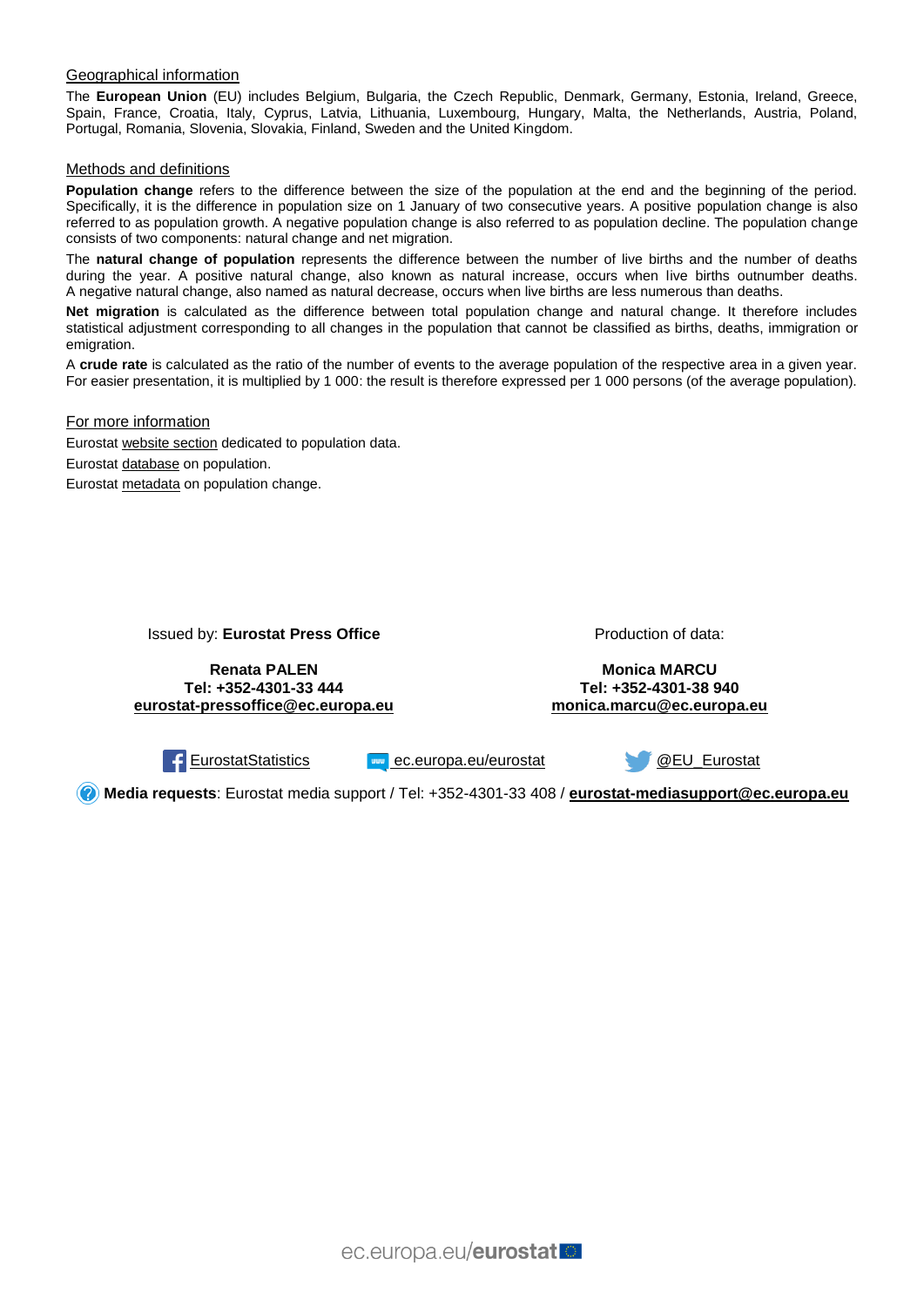## Geographical information

The **European Union** (EU) includes Belgium, Bulgaria, the Czech Republic, Denmark, Germany, Estonia, Ireland, Greece, Spain, France, Croatia, Italy, Cyprus, Latvia, Lithuania, Luxembourg, Hungary, Malta, the Netherlands, Austria, Poland, Portugal, Romania, Slovenia, Slovakia, Finland, Sweden and the United Kingdom.

## Methods and definitions

**Population change** refers to the difference between the size of the population at the end and the beginning of the period. Specifically, it is the difference in population size on 1 January of two consecutive years. A positive population change is also referred to as population growth. A negative population change is also referred to as population decline. The population change consists of two components: natural change and net migration.

The **natural change of population** represents the difference between the number of live births and the number of deaths during the year. A positive natural change, also known as natural increase, occurs when live births outnumber deaths. A negative natural change, also named as natural decrease, occurs when live births are less numerous than deaths.

**Net migration** is calculated as the difference between total population change and natural change. It therefore includes statistical adjustment corresponding to all changes in the population that cannot be classified as births, deaths, immigration or emigration.

A **crude rate** is calculated as the ratio of the number of events to the average population of the respective area in a given year. For easier presentation, it is multiplied by 1 000: the result is therefore expressed per 1 000 persons (of the average population).

## For more information

Eurostat website section dedicated to population data.

Eurostat database on population.

Eurostat metadata on population change.

Issued by: **Eurostat Press Office**

**Renata PALEN**
**Tel: +352-4301-33 444**
**eurostat-pressoffice@ec.europa.eu**

Production of data:

**Monica MARCU**
**Tel: +352-4301-38 940**
**monica.marcu@ec.europa.eu**

EurostatStatistics ec.europa.eu/eurostat @EU_Eurostat

**Media requests**: Eurostat media support / Tel: +352-4301-33 408 / **eurostat-mediasupport@ec.europa.eu**